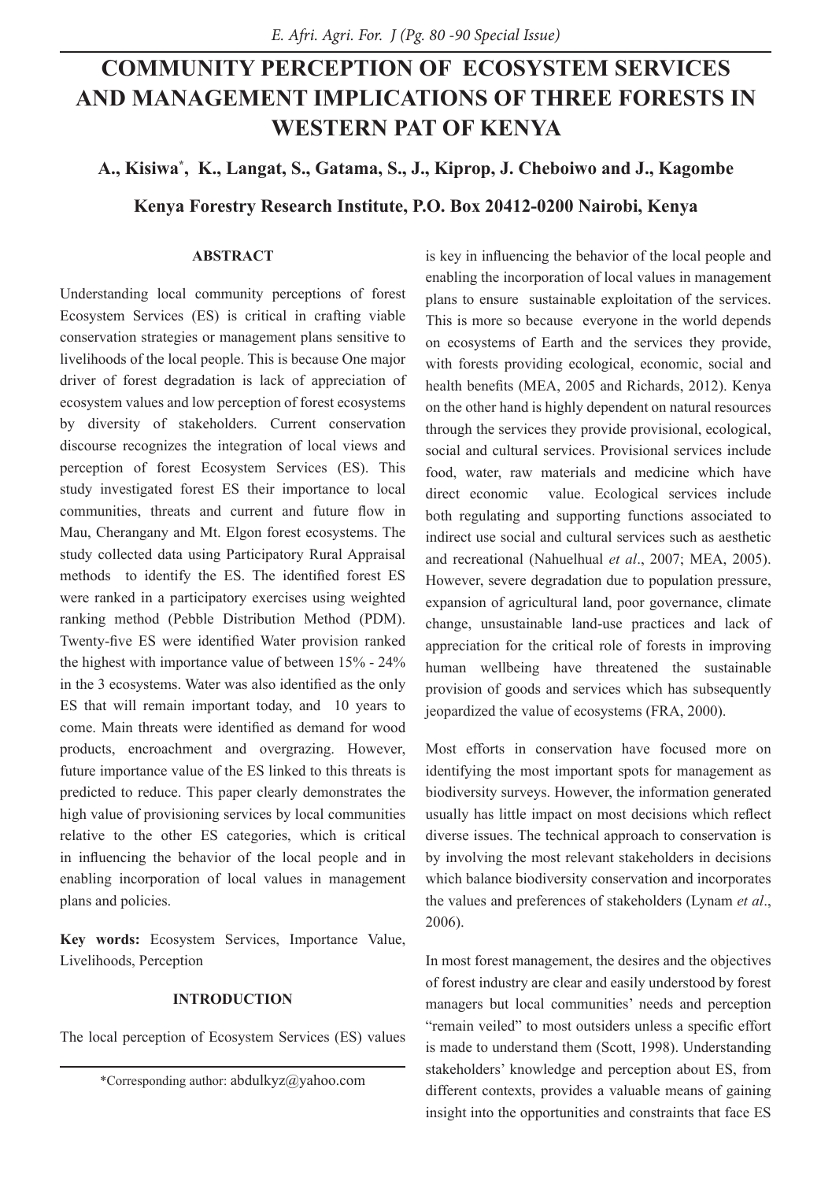# COMMUNITY PERCEPTION OF ECOSYSTEM SERVICES AND MANAGEMENT IMPLICATIONS OF THREE FORESTS IN WESTERN PAT OF KENYA

**A., Kisiwa[*], K., Langat, S., Gatama, S., J., Kiprop, J. Cheboiwo and J., Kagombe**

**Kenya Forestry Research Institute, P.O. Box 20412-0200 Nairobi, Kenya**

## ABSTRACT

Understanding local community perceptions of forest Ecosystem Services (ES) is critical in crafting viable conservation strategies or management plans sensitive to livelihoods of the local people. This is because One major driver of forest degradation is lack of appreciation of ecosystem values and low perception of forest ecosystems by diversity of stakeholders. Current conservation discourse recognizes the integration of local views and perception of forest Ecosystem Services (ES). This study investigated forest ES their importance to local communities, threats and current and future flow in Mau, Cherangany and Mt. Elgon forest ecosystems. The study collected data using Participatory Rural Appraisal methods to identify the ES. The identified forest ES were ranked in a participatory exercises using weighted ranking method (Pebble Distribution Method (PDM). Twenty-five ES were identified Water provision ranked the highest with importance value of between 15% - 24% in the 3 ecosystems. Water was also identified as the only ES that will remain important today, and 10 years to come. Main threats were identified as demand for wood products, encroachment and overgrazing. However, future importance value of the ES linked to this threats is predicted to reduce. This paper clearly demonstrates the high value of provisioning services by local communities relative to the other ES categories, which is critical in influencing the behavior of the local people and in enabling incorporation of local values in management plans and policies.

**Key words:** Ecosystem Services, Importance Value, Livelihoods, Perception

## INTRODUCTION

The local perception of Ecosystem Services (ES) values is key in influencing the behavior of the local people and enabling the incorporation of local values in management plans to ensure sustainable exploitation of the services. This is more so because everyone in the world depends on ecosystems of Earth and the services they provide, with forests providing ecological, economic, social and health benefits (MEA, 2005 and Richards, 2012). Kenya on the other hand is highly dependent on natural resources through the services they provide provisional, ecological, social and cultural services. Provisional services include food, water, raw materials and medicine which have direct economic value. Ecological services include both regulating and supporting functions associated to indirect use social and cultural services such as aesthetic and recreational (Nahuelhual *et al*., 2007; MEA, 2005). However, severe degradation due to population pressure, expansion of agricultural land, poor governance, climate change, unsustainable land-use practices and lack of appreciation for the critical role of forests in improving human wellbeing have threatened the sustainable provision of goods and services which has subsequently jeopardized the value of ecosystems (FRA, 2000).

Most efforts in conservation have focused more on identifying the most important spots for management as biodiversity surveys. However, the information generated usually has little impact on most decisions which reflect diverse issues. The technical approach to conservation is by involving the most relevant stakeholders in decisions which balance biodiversity conservation and incorporates the values and preferences of stakeholders (Lynam *et al*., 2006).

In most forest management, the desires and the objectives of forest industry are clear and easily understood by forest managers but local communities' needs and perception "remain veiled" to most outsiders unless a specific effort is made to understand them (Scott, 1998). Understanding stakeholders' knowledge and perception about ES, from different contexts, provides a valuable means of gaining insight into the opportunities and constraints that face ES

---

*Corresponding author: abdulkyz@yahoo.com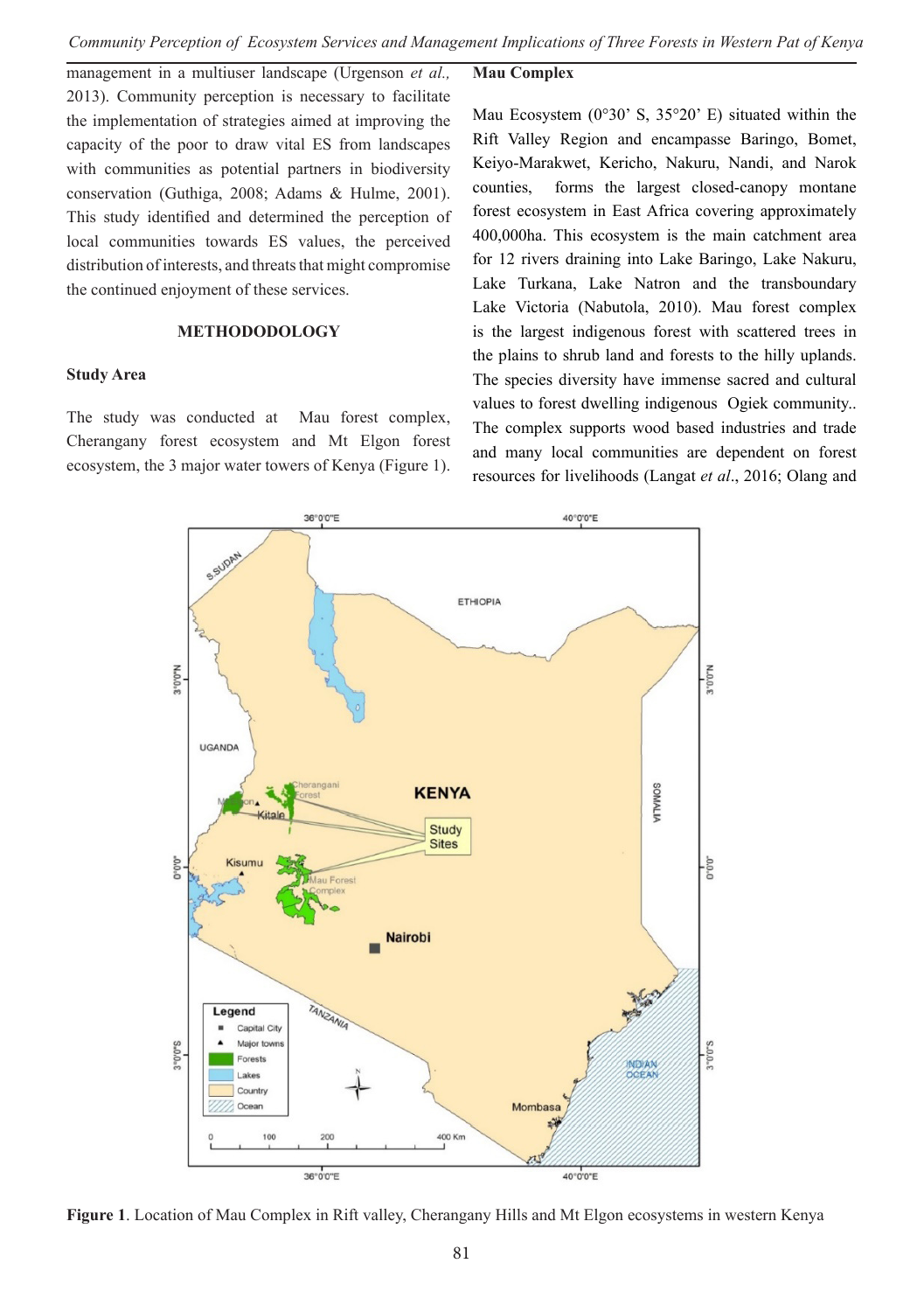management in a multiuser landscape (Urgenson *et al.,* 2013). Community perception is necessary to facilitate the implementation of strategies aimed at improving the capacity of the poor to draw vital ES from landscapes with communities as potential partners in biodiversity conservation (Guthiga, 2008; Adams & Hulme, 2001). This study identified and determined the perception of local communities towards ES values, the perceived distribution of interests, and threats that might compromise the continued enjoyment of these services.

## METHODODOLOGY

### Study Area

The study was conducted at Mau forest complex, Cherangany forest ecosystem and Mt Elgon forest ecosystem, the 3 major water towers of Kenya (Figure 1).

### Mau Complex

Mau Ecosystem (0°30' S, 35°20' E) situated within the Rift Valley Region and encampasse Baringo, Bomet, Keiyo-Marakwet, Kericho, Nakuru, Nandi, and Narok counties, forms the largest closed-canopy montane forest ecosystem in East Africa covering approximately 400,000ha. This ecosystem is the main catchment area for 12 rivers draining into Lake Baringo, Lake Nakuru, Lake Turkana, Lake Natron and the transboundary Lake Victoria (Nabutola, 2010). Mau forest complex is the largest indigenous forest with scattered trees in the plains to shrub land and forests to the hilly uplands. The species diversity have immense sacred and cultural values to forest dwelling indigenous Ogiek community.. The complex supports wood based industries and trade and many local communities are dependent on forest resources for livelihoods (Langat *et al*., 2016; Olang and

**Figure 1**. Location of Mau Complex in Rift valley, Cherangany Hills and Mt Elgon ecosystems in western Kenya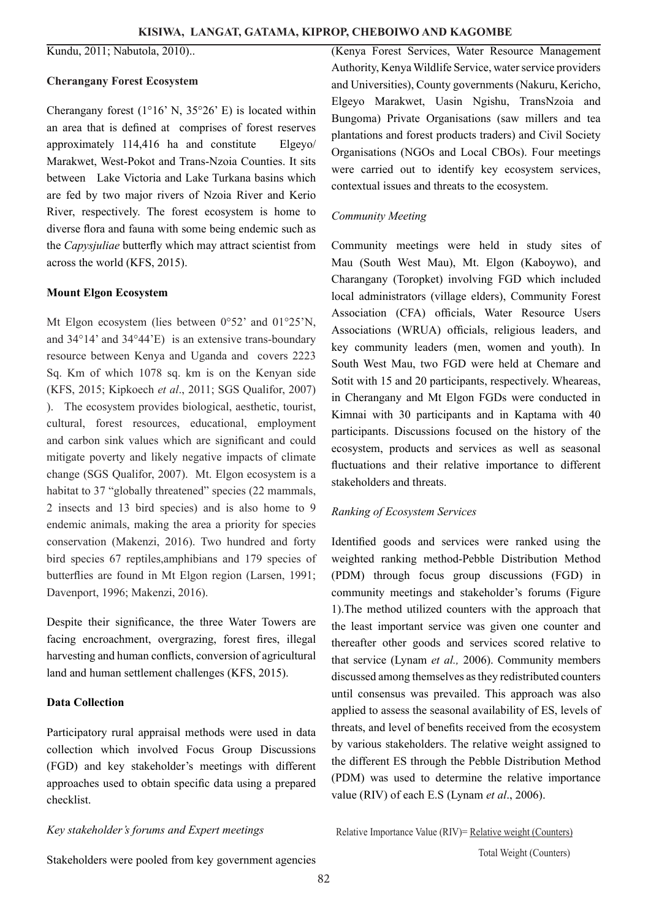Kundu, 2011; Nabutola, 2010)..

### Cherangany Forest Ecosystem

Cherangany forest (1°16' N, 35°26' E) is located within an area that is defined at comprises of forest reserves approximately 114,416 ha and constitute Elgeyo/ Marakwet, West-Pokot and Trans-Nzoia Counties. It sits between Lake Victoria and Lake Turkana basins which are fed by two major rivers of Nzoia River and Kerio River, respectively. The forest ecosystem is home to diverse flora and fauna with some being endemic such as the *Capysjuliae* butterfly which may attract scientist from across the world (KFS, 2015).

### Mount Elgon Ecosystem

Mt Elgon ecosystem (lies between 0°52' and 01°25'N, and 34°14' and 34°44'E) is an extensive trans-boundary resource between Kenya and Uganda and covers 2223 Sq. Km of which 1078 sq. km is on the Kenyan side (KFS, 2015; Kipkoech *et al*., 2011; SGS Qualifor, 2007) ). The ecosystem provides biological, aesthetic, tourist, cultural, forest resources, educational, employment and carbon sink values which are significant and could mitigate poverty and likely negative impacts of climate change (SGS Qualifor, 2007). Mt. Elgon ecosystem is a habitat to 37 "globally threatened" species (22 mammals, 2 insects and 13 bird species) and is also home to 9 endemic animals, making the area a priority for species conservation (Makenzi, 2016). Two hundred and forty bird species 67 reptiles,amphibians and 179 species of butterflies are found in Mt Elgon region (Larsen, 1991; Davenport, 1996; Makenzi, 2016).

Despite their significance, the three Water Towers are facing encroachment, overgrazing, forest fires, illegal harvesting and human conflicts, conversion of agricultural land and human settlement challenges (KFS, 2015).

### Data Collection

Participatory rural appraisal methods were used in data collection which involved Focus Group Discussions (FGD) and key stakeholder's meetings with different approaches used to obtain specific data using a prepared checklist.

#### *Key stakeholder's forums and Expert meetings*

Stakeholders were pooled from key government agencies (Kenya Forest Services, Water Resource Management Authority, Kenya Wildlife Service, water service providers and Universities), County governments (Nakuru, Kericho, Elgeyo Marakwet, Uasin Ngishu, TransNzoia and Bungoma) Private Organisations (saw millers and tea plantations and forest products traders) and Civil Society Organisations (NGOs and Local CBOs). Four meetings were carried out to identify key ecosystem services, contextual issues and threats to the ecosystem.

#### *Community Meeting*

Community meetings were held in study sites of Mau (South West Mau), Mt. Elgon (Kaboywo), and Charangany (Toropket) involving FGD which included local administrators (village elders), Community Forest Association (CFA) officials, Water Resource Users Associations (WRUA) officials, religious leaders, and key community leaders (men, women and youth). In South West Mau, two FGD were held at Chemare and Sotit with 15 and 20 participants, respectively. Wheareas, in Cherangany and Mt Elgon FGDs were conducted in Kimnai with 30 participants and in Kaptama with 40 participants. Discussions focused on the history of the ecosystem, products and services as well as seasonal fluctuations and their relative importance to different stakeholders and threats.

#### *Ranking of Ecosystem Services*

Identified goods and services were ranked using the weighted ranking method-Pebble Distribution Method (PDM) through focus group discussions (FGD) in community meetings and stakeholder's forums (Figure 1).The method utilized counters with the approach that the least important service was given one counter and thereafter other goods and services scored relative to that service (Lynam *et al.,* 2006). Community members discussed among themselves as they redistributed counters until consensus was prevailed. This approach was also applied to assess the seasonal availability of ES, levels of threats, and level of benefits received from the ecosystem by various stakeholders. The relative weight assigned to the different ES through the Pebble Distribution Method (PDM) was used to determine the relative importance value (RIV) of each E.S (Lynam *et al*., 2006).

$$\text{Relative Importance Value (RIV)} = \frac{\text{Relative weight (Counters)}}{\text{Total Weight (Counters)}}$$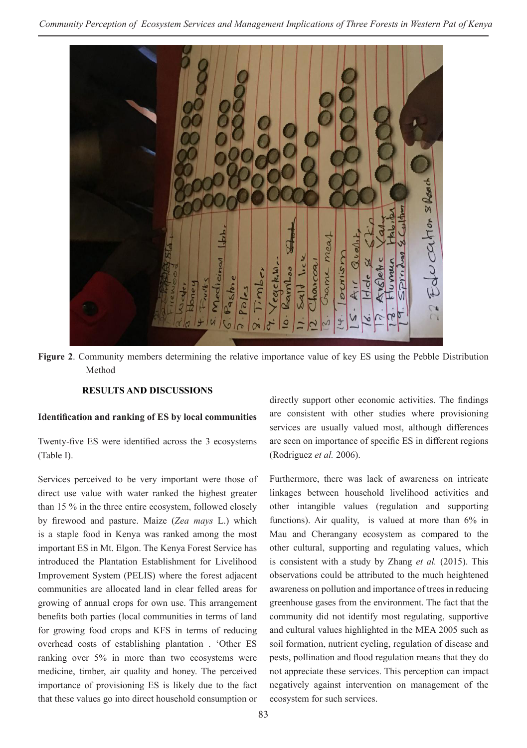**Figure 2**. Community members determining the relative importance value of key ES using the Pebble Distribution Method

## RESULTS AND DISCUSSIONS

### Identification and ranking of ES by local communities

Twenty-five ES were identified across the 3 ecosystems (Table I).

Services perceived to be very important were those of direct use value with water ranked the highest greater than 15 % in the three entire ecosystem, followed closely by firewood and pasture. Maize (*Zea mays* L.) which is a staple food in Kenya was ranked among the most important ES in Mt. Elgon. The Kenya Forest Service has introduced the Plantation Establishment for Livelihood Improvement System (PELIS) where the forest adjacent communities are allocated land in clear felled areas for growing of annual crops for own use. This arrangement benefits both parties (local communities in terms of land for growing food crops and KFS in terms of reducing overhead costs of establishing plantation . 'Other ES ranking over 5% in more than two ecosystems were medicine, timber, air quality and honey. The perceived importance of provisioning ES is likely due to the fact that these values go into direct household consumption or directly support other economic activities. The findings are consistent with other studies where provisioning services are usually valued most, although differences are seen on importance of specific ES in different regions (Rodriguez *et al.* 2006).

Furthermore, there was lack of awareness on intricate linkages between household livelihood activities and other intangible values (regulation and supporting functions). Air quality, is valued at more than 6% in Mau and Cherangany ecosystem as compared to the other cultural, supporting and regulating values, which is consistent with a study by Zhang *et al.* (2015). This observations could be attributed to the much heightened awareness on pollution and importance of trees in reducing greenhouse gases from the environment. The fact that the community did not identify most regulating, supportive and cultural values highlighted in the MEA 2005 such as soil formation, nutrient cycling, regulation of disease and pests, pollination and flood regulation means that they do not appreciate these services. This perception can impact negatively against intervention on management of the ecosystem for such services.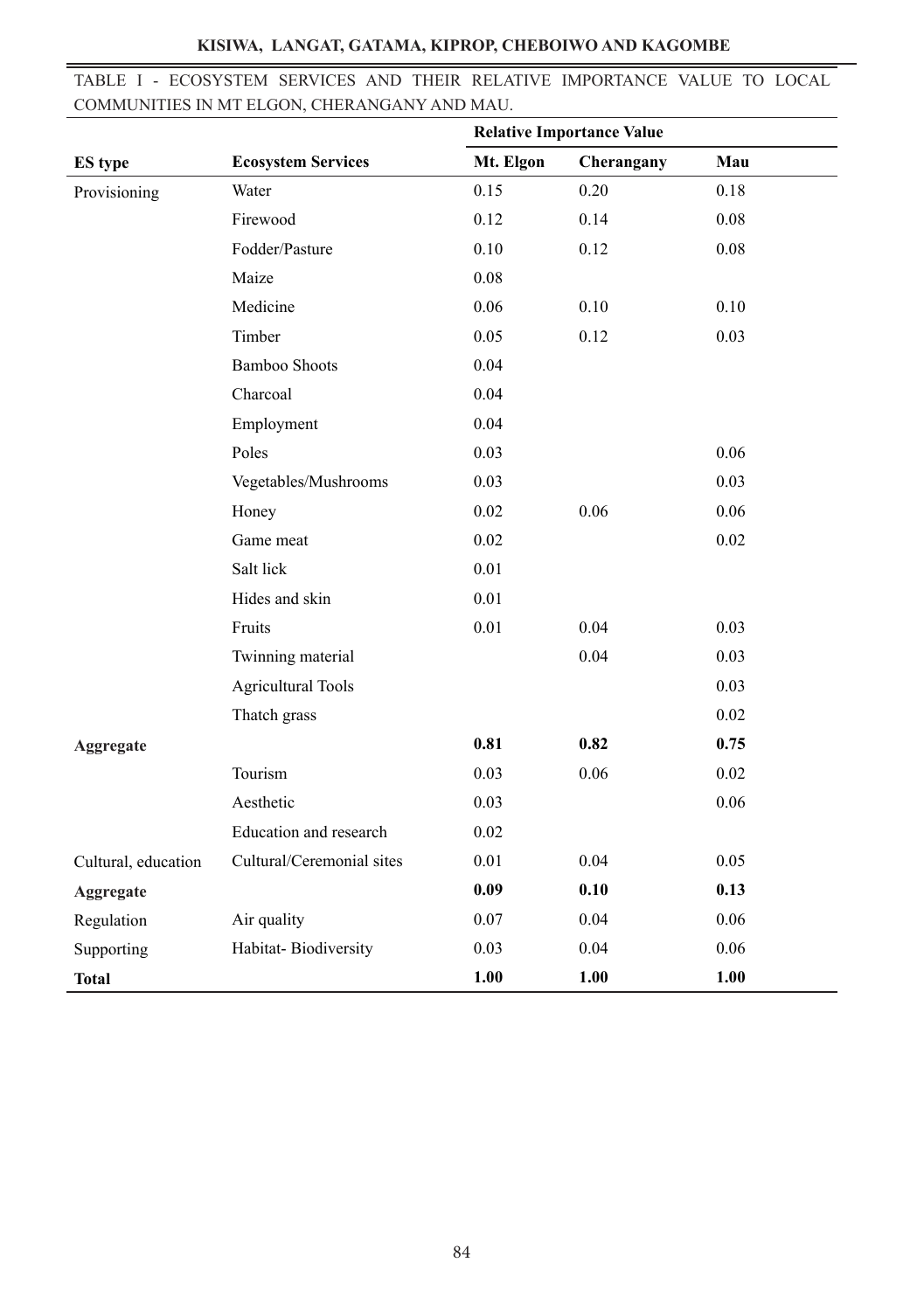TABLE I - ECOSYSTEM SERVICES AND THEIR RELATIVE IMPORTANCE VALUE TO LOCAL COMMUNITIES IN MT ELGON, CHERANGANY AND MAU.

| | | Relative Importance Value | | |
|---|---|---|---|---|
| **ES type** | **Ecosystem Services** | **Mt. Elgon** | **Cherangany** | **Mau** |
| Provisioning | Water | 0.15 | 0.20 | 0.18 |
| | Firewood | 0.12 | 0.14 | 0.08 |
| | Fodder/Pasture | 0.10 | 0.12 | 0.08 |
| | Maize | 0.08 | | |
| | Medicine | 0.06 | 0.10 | 0.10 |
| | Timber | 0.05 | 0.12 | 0.03 |
| | Bamboo Shoots | 0.04 | | |
| | Charcoal | 0.04 | | |
| | Employment | 0.04 | | |
| | Poles | 0.03 | | 0.06 |
| | Vegetables/Mushrooms | 0.03 | | 0.03 |
| | Honey | 0.02 | 0.06 | 0.06 |
| | Game meat | 0.02 | | 0.02 |
| | Salt lick | 0.01 | | |
| | Hides and skin | 0.01 | | |
| | Fruits | 0.01 | 0.04 | 0.03 |
| | Twinning material | | 0.04 | 0.03 |
| | Agricultural Tools | | | 0.03 |
| | Thatch grass | | | 0.02 |
| **Aggregate** | | **0.81** | **0.82** | **0.75** |
| | Tourism | 0.03 | 0.06 | 0.02 |
| | Aesthetic | 0.03 | | 0.06 |
| | Education and research | 0.02 | | |
| Cultural, education | Cultural/Ceremonial sites | 0.01 | 0.04 | 0.05 |
| **Aggregate** | | **0.09** | **0.10** | **0.13** |
| Regulation | Air quality | 0.07 | 0.04 | 0.06 |
| Supporting | Habitat- Biodiversity | 0.03 | 0.04 | 0.06 |
| **Total** | | **1.00** | **1.00** | **1.00** |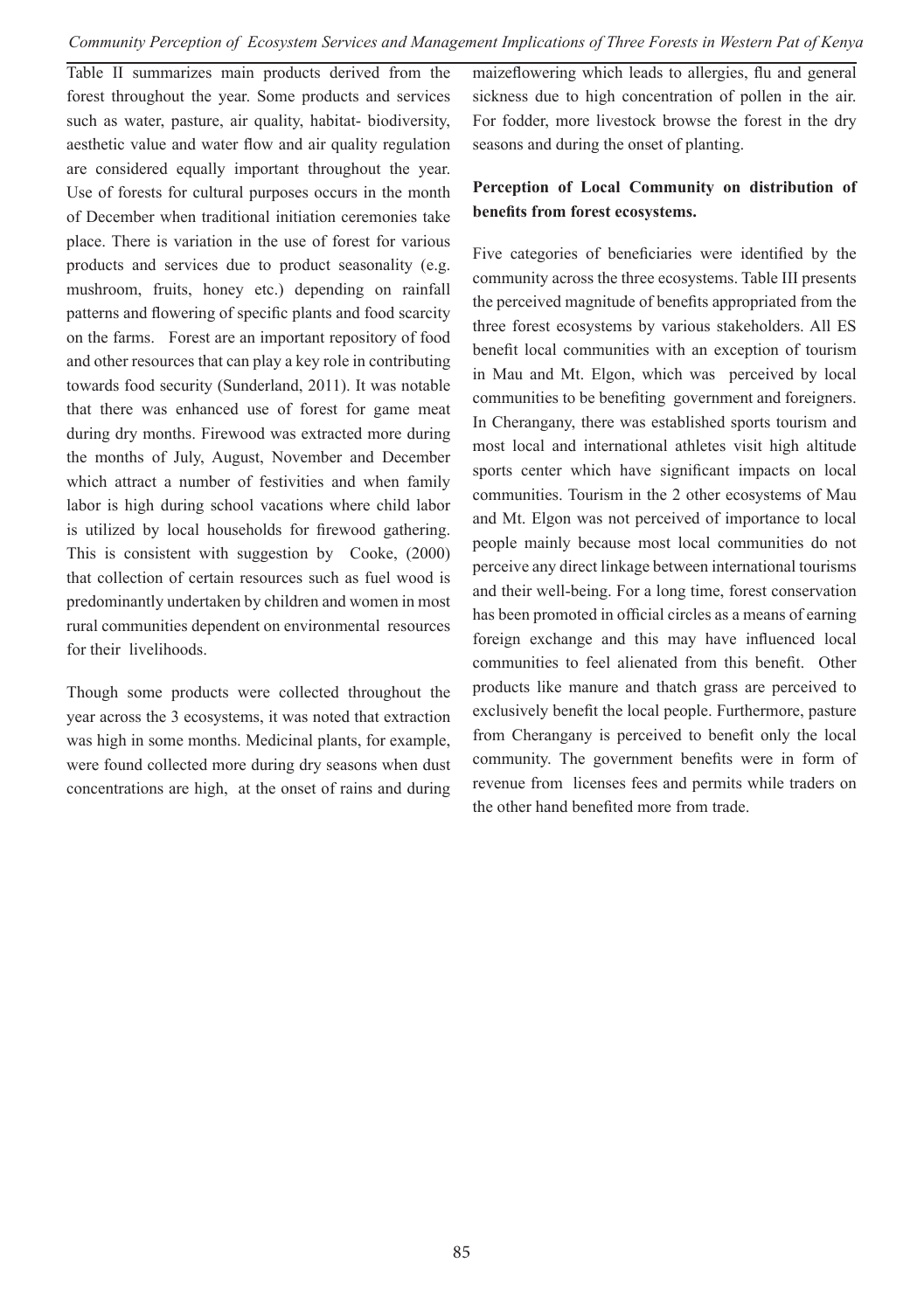Table II summarizes main products derived from the forest throughout the year. Some products and services such as water, pasture, air quality, habitat- biodiversity, aesthetic value and water flow and air quality regulation are considered equally important throughout the year. Use of forests for cultural purposes occurs in the month of December when traditional initiation ceremonies take place. There is variation in the use of forest for various products and services due to product seasonality (e.g. mushroom, fruits, honey etc.) depending on rainfall patterns and flowering of specific plants and food scarcity on the farms. Forest are an important repository of food and other resources that can play a key role in contributing towards food security (Sunderland, 2011). It was notable that there was enhanced use of forest for game meat during dry months. Firewood was extracted more during the months of July, August, November and December which attract a number of festivities and when family labor is high during school vacations where child labor is utilized by local households for firewood gathering. This is consistent with suggestion by Cooke, (2000) that collection of certain resources such as fuel wood is predominantly undertaken by children and women in most rural communities dependent on environmental resources for their livelihoods.

Though some products were collected throughout the year across the 3 ecosystems, it was noted that extraction was high in some months. Medicinal plants, for example, were found collected more during dry seasons when dust concentrations are high, at the onset of rains and during maizeflowering which leads to allergies, flu and general sickness due to high concentration of pollen in the air. For fodder, more livestock browse the forest in the dry seasons and during the onset of planting.

**Perception of Local Community on distribution of benefits from forest ecosystems.**

Five categories of beneficiaries were identified by the community across the three ecosystems. Table III presents the perceived magnitude of benefits appropriated from the three forest ecosystems by various stakeholders. All ES benefit local communities with an exception of tourism in Mau and Mt. Elgon, which was perceived by local communities to be benefiting government and foreigners. In Cherangany, there was established sports tourism and most local and international athletes visit high altitude sports center which have significant impacts on local communities. Tourism in the 2 other ecosystems of Mau and Mt. Elgon was not perceived of importance to local people mainly because most local communities do not perceive any direct linkage between international tourisms and their well-being. For a long time, forest conservation has been promoted in official circles as a means of earning foreign exchange and this may have influenced local communities to feel alienated from this benefit. Other products like manure and thatch grass are perceived to exclusively benefit the local people. Furthermore, pasture from Cherangany is perceived to benefit only the local community. The government benefits were in form of revenue from licenses fees and permits while traders on the other hand benefited more from trade.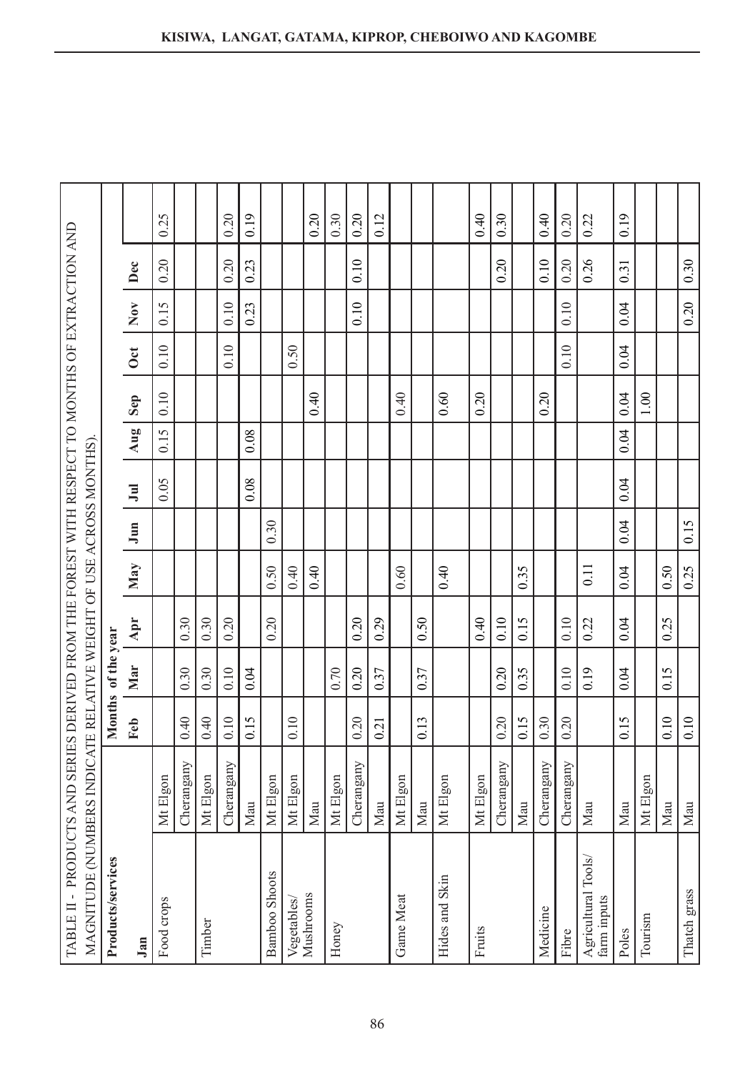TABLE II - PRODUCTS AND SERIES DERIVED FROM THE FOREST WITH RESPECT TO MONTHS OF EXTRACTION AND MAGNITUDE (NUMBERS INDICATE RELATIVE WEIGHT OF USE ACROSS MONTHS).

| Products/services | | Months of the year | | | | | | | | | | | |
|---|---|---|---|---|---|---|---|---|---|---|---|---|---|
| Jan | | Feb | Mar | Apr | May | Jun | Jul | Aug | Sep | Oct | Nov | Dec | |
| Food crops | Mt Elgon | | | | | | 0.05 | 0.15 | 0.10 | 0.10 | 0.15 | 0.20 | 0.25 |
| | Cherangany | 0.40 | 0.30 | 0.30 | | | | | | | | | |
| Timber | Mt Elgon | 0.40 | 0.30 | 0.30 | | | | | | | | | |
| | Cherangany | 0.10 | 0.10 | 0.20 | | | | | | 0.10 | 0.10 | 0.20 | 0.20 |
| | Mau | 0.15 | 0.04 | | | | 0.08 | 0.08 | | | 0.23 | 0.23 | 0.19 |
| Bamboo Shoots | Mt Elgon | | | 0.20 | 0.50 | 0.30 | | | | | | | |
| Vegetables/ Mushrooms | Mt Elgon | 0.10 | | | 0.40 | | | | | 0.50 | | | |
| | Mau | | | | 0.40 | | | | 0.40 | | | | 0.20 |
| Honey | Mt Elgon | | 0.70 | | | | | | | | | | 0.30 |
| | Cherangany | 0.20 | 0.20 | 0.20 | | | | | | | 0.10 | 0.10 | 0.20 |
| | Mau | 0.21 | 0.37 | 0.29 | | | | | | | | | 0.12 |
| Game Meat | Mt Elgon | | | | 0.60 | | | | 0.40 | | | | |
| | Mau | 0.13 | 0.37 | 0.50 | | | | | | | | | |
| Hides and Skin | Mt Elgon | | | | 0.40 | | | | 0.60 | | | | |
| Fruits | Mt Elgon | | | 0.40 | | | | | 0.20 | | | | 0.40 |
| | Cherangany | 0.20 | 0.20 | 0.10 | | | | | | | | 0.20 | 0.30 |
| | Mau | 0.15 | 0.35 | 0.15 | 0.35 | | | | | | | | |
| Medicine | Cherangany | 0.30 | | | | | | | 0.20 | | | 0.10 | 0.40 |
| Fibre | Cherangany | 0.20 | 0.10 | 0.10 | | | | | | 0.10 | 0.10 | 0.20 | 0.20 |
| Agricultural Tools/ farm inputs | Mau | | 0.19 | 0.22 | 0.11 | | | | | | | 0.26 | 0.22 |
| Poles | Mau | 0.15 | 0.04 | 0.04 | 0.04 | 0.04 | 0.04 | 0.04 | 0.04 | 0.04 | 0.04 | 0.31 | 0.19 |
| Tourism | Mt Elgon | | | | | | | | 1.00 | | | | |
| | Mau | 0.10 | 0.15 | 0.25 | 0.50 | | | | | | | | |
| Thatch grass | Mau | 0.10 | | | 0.25 | 0.15 | | | | | 0.20 | 0.30 | |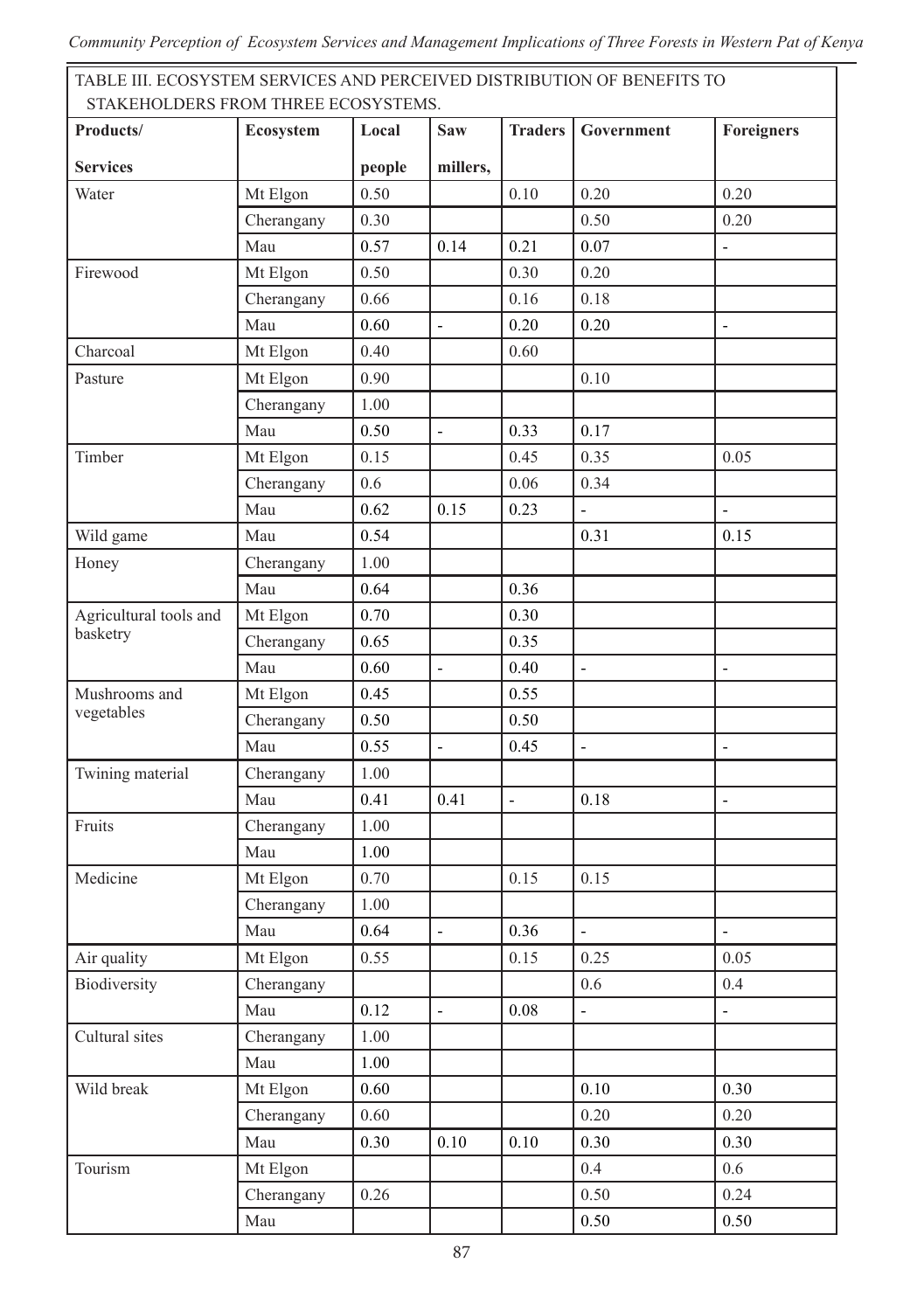TABLE III. ECOSYSTEM SERVICES AND PERCEIVED DISTRIBUTION OF BENEFITS TO STAKEHOLDERS FROM THREE ECOSYSTEMS.

| Products/ Services | Ecosystem | Local people | Saw millers, | Traders | Government | Foreigners |
|---|---|---|---|---|---|---|
| Water | Mt Elgon | 0.50 | | 0.10 | 0.20 | 0.20 |
| | Cherangany | 0.30 | | | 0.50 | 0.20 |
| | Mau | 0.57 | 0.14 | 0.21 | 0.07 | - |
| Firewood | Mt Elgon | 0.50 | | 0.30 | 0.20 | |
| | Cherangany | 0.66 | | 0.16 | 0.18 | |
| | Mau | 0.60 | - | 0.20 | 0.20 | - |
| Charcoal | Mt Elgon | 0.40 | | 0.60 | | |
| Pasture | Mt Elgon | 0.90 | | | 0.10 | |
| | Cherangany | 1.00 | | | | |
| | Mau | 0.50 | - | 0.33 | 0.17 | |
| Timber | Mt Elgon | 0.15 | | 0.45 | 0.35 | 0.05 |
| | Cherangany | 0.6 | | 0.06 | 0.34 | |
| | Mau | 0.62 | 0.15 | 0.23 | - | - |
| Wild game | Mau | 0.54 | | | 0.31 | 0.15 |
| Honey | Cherangany | 1.00 | | | | |
| | Mau | 0.64 | | 0.36 | | |
| Agricultural tools and basketry | Mt Elgon | 0.70 | | 0.30 | | |
| | Cherangany | 0.65 | | 0.35 | | |
| | Mau | 0.60 | - | 0.40 | - | - |
| Mushrooms and vegetables | Mt Elgon | 0.45 | | 0.55 | | |
| | Cherangany | 0.50 | | 0.50 | | |
| | Mau | 0.55 | - | 0.45 | - | - |
| Twining material | Cherangany | 1.00 | | | | |
| | Mau | 0.41 | 0.41 | - | 0.18 | - |
| Fruits | Cherangany | 1.00 | | | | |
| | Mau | 1.00 | | | | |
| Medicine | Mt Elgon | 0.70 | | 0.15 | 0.15 | |
| | Cherangany | 1.00 | | | | |
| | Mau | 0.64 | - | 0.36 | - | - |
| Air quality | Mt Elgon | 0.55 | | 0.15 | 0.25 | 0.05 |
| Biodiversity | Cherangany | | | | 0.6 | 0.4 |
| | Mau | 0.12 | - | 0.08 | - | - |
| Cultural sites | Cherangany | 1.00 | | | | |
| | Mau | 1.00 | | | | |
| Wild break | Mt Elgon | 0.60 | | | 0.10 | 0.30 |
| | Cherangany | 0.60 | | | 0.20 | 0.20 |
| | Mau | 0.30 | 0.10 | 0.10 | 0.30 | 0.30 |
| Tourism | Mt Elgon | | | | 0.4 | 0.6 |
| | Cherangany | 0.26 | | | 0.50 | 0.24 |
| | Mau | | | | 0.50 | 0.50 |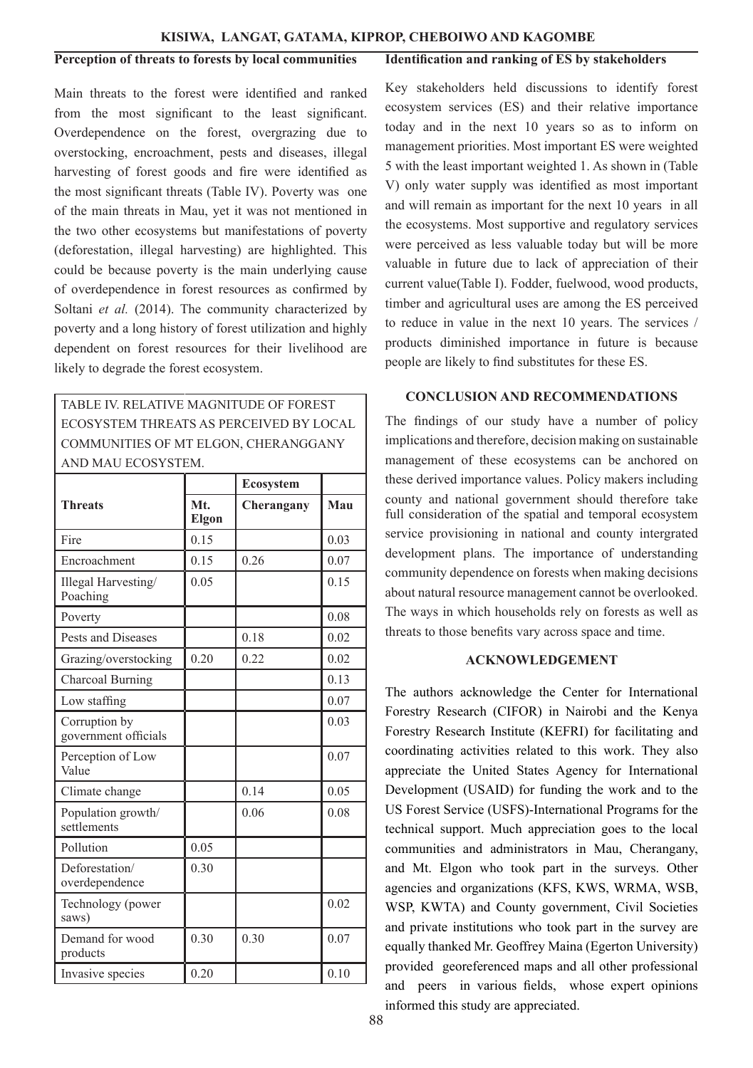### Perception of threats to forests by local communities

Main threats to the forest were identified and ranked from the most significant to the least significant. Overdependence on the forest, overgrazing due to overstocking, encroachment, pests and diseases, illegal harvesting of forest goods and fire were identified as the most significant threats (Table IV). Poverty was one of the main threats in Mau, yet it was not mentioned in the two other ecosystems but manifestations of poverty (deforestation, illegal harvesting) are highlighted. This could be because poverty is the main underlying cause of overdependence in forest resources as confirmed by Soltani *et al.* (2014). The community characterized by poverty and a long history of forest utilization and highly dependent on forest resources for their livelihood are likely to degrade the forest ecosystem.

TABLE IV. RELATIVE MAGNITUDE OF FOREST ECOSYSTEM THREATS AS PERCEIVED BY LOCAL COMMUNITIES OF MT ELGON, CHERANGGANY AND MAU ECOSYSTEM.

| Threats | Ecosystem | | |
|---|---|---|---|
| | Mt. Elgon | Cherangany | Mau |
| Fire | 0.15 | | 0.03 |
| Encroachment | 0.15 | 0.26 | 0.07 |
| Illegal Harvesting/ Poaching | 0.05 | | 0.15 |
| Poverty | | | 0.08 |
| Pests and Diseases | | 0.18 | 0.02 |
| Grazing/overstocking | 0.20 | 0.22 | 0.02 |
| Charcoal Burning | | | 0.13 |
| Low staffing | | | 0.07 |
| Corruption by government officials | | | 0.03 |
| Perception of Low Value | | | 0.07 |
| Climate change | | 0.14 | 0.05 |
| Population growth/ settlements | | 0.06 | 0.08 |
| Pollution | 0.05 | | |
| Deforestation/ overdependence | 0.30 | | |
| Technology (power saws) | | | 0.02 |
| Demand for wood products | 0.30 | 0.30 | 0.07 |
| Invasive species | 0.20 | | 0.10 |

### Identification and ranking of ES by stakeholders

Key stakeholders held discussions to identify forest ecosystem services (ES) and their relative importance today and in the next 10 years so as to inform on management priorities. Most important ES were weighted 5 with the least important weighted 1. As shown in (Table V) only water supply was identified as most important and will remain as important for the next 10 years in all the ecosystems. Most supportive and regulatory services were perceived as less valuable today but will be more valuable in future due to lack of appreciation of their current value(Table I). Fodder, fuelwood, wood products, timber and agricultural uses are among the ES perceived to reduce in value in the next 10 years. The services / products diminished importance in future is because people are likely to find substitutes for these ES.

## CONCLUSION AND RECOMMENDATIONS

The findings of our study have a number of policy implications and therefore, decision making on sustainable management of these ecosystems can be anchored on these derived importance values. Policy makers including county and national government should therefore take full consideration of the spatial and temporal ecosystem service provisioning in national and county intergrated development plans. The importance of understanding community dependence on forests when making decisions about natural resource management cannot be overlooked. The ways in which households rely on forests as well as threats to those benefits vary across space and time.

## ACKNOWLEDGEMENT

The authors acknowledge the Center for International Forestry Research (CIFOR) in Nairobi and the Kenya Forestry Research Institute (KEFRI) for facilitating and coordinating activities related to this work. They also appreciate the United States Agency for International Development (USAID) for funding the work and to the US Forest Service (USFS)-International Programs for the technical support. Much appreciation goes to the local communities and administrators in Mau, Cherangany, and Mt. Elgon who took part in the surveys. Other agencies and organizations (KFS, KWS, WRMA, WSB, WSP, KWTA) and County government, Civil Societies and private institutions who took part in the survey are equally thanked Mr. Geoffrey Maina (Egerton University) provided georeferenced maps and all other professional and peers in various fields, whose expert opinions informed this study are appreciated.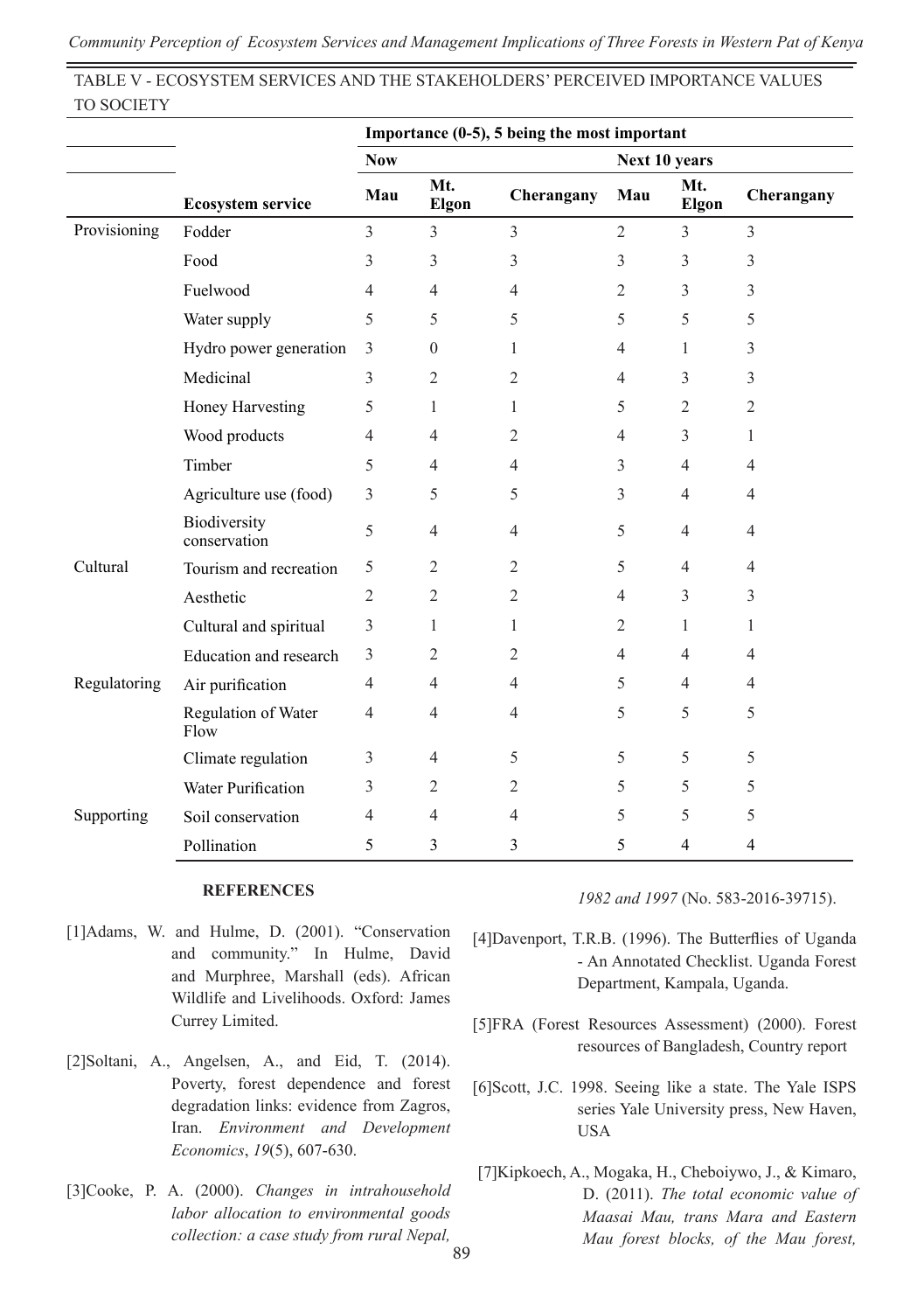TABLE V - ECOSYSTEM SERVICES AND THE STAKEHOLDERS' PERCEIVED IMPORTANCE VALUES TO SOCIETY

| | | Importance (0-5), 5 being the most important | | | | | |
|---|---|---|---|---|---|---|---|
| | | **Now** | | | **Next 10 years** | | |
| | **Ecosystem service** | **Mau** | **Mt. Elgon** | **Cherangany** | **Mau** | **Mt. Elgon** | **Cherangany** |
| Provisioning | Fodder | 3 | 3 | 3 | 2 | 3 | 3 |
| | Food | 3 | 3 | 3 | 3 | 3 | 3 |
| | Fuelwood | 4 | 4 | 4 | 2 | 3 | 3 |
| | Water supply | 5 | 5 | 5 | 5 | 5 | 5 |
| | Hydro power generation | 3 | 0 | 1 | 4 | 1 | 3 |
| | Medicinal | 3 | 2 | 2 | 4 | 3 | 3 |
| | Honey Harvesting | 5 | 1 | 1 | 5 | 2 | 2 |
| | Wood products | 4 | 4 | 2 | 4 | 3 | 1 |
| | Timber | 5 | 4 | 4 | 3 | 4 | 4 |
| | Agriculture use (food) | 3 | 5 | 5 | 3 | 4 | 4 |
| | Biodiversity conservation | 5 | 4 | 4 | 5 | 4 | 4 |
| Cultural | Tourism and recreation | 5 | 2 | 2 | 5 | 4 | 4 |
| | Aesthetic | 2 | 2 | 2 | 4 | 3 | 3 |
| | Cultural and spiritual | 3 | 1 | 1 | 2 | 1 | 1 |
| | Education and research | 3 | 2 | 2 | 4 | 4 | 4 |
| Regulatoring | Air purification | 4 | 4 | 4 | 5 | 4 | 4 |
| | Regulation of Water Flow | 4 | 4 | 4 | 5 | 5 | 5 |
| | Climate regulation | 3 | 4 | 5 | 5 | 5 | 5 |
| | Water Purification | 3 | 2 | 2 | 5 | 5 | 5 |
| Supporting | Soil conservation | 4 | 4 | 4 | 5 | 5 | 5 |
| | Pollination | 5 | 3 | 3 | 5 | 4 | 4 |

## REFERENCES

[1]Adams, W. and Hulme, D. (2001). "Conservation and community." In Hulme, David and Murphree, Marshall (eds). African Wildlife and Livelihoods. Oxford: James Currey Limited.

[2]Soltani, A., Angelsen, A., and Eid, T. (2014). Poverty, forest dependence and forest degradation links: evidence from Zagros, Iran. *Environment and Development Economics*, *19*(5), 607-630.

[3]Cooke, P. A. (2000). *Changes in intrahousehold labor allocation to environmental goods collection: a case study from rural Nepal, 1982 and 1997* (No. 583-2016-39715).

[4]Davenport, T.R.B. (1996). The Butterflies of Uganda - An Annotated Checklist. Uganda Forest Department, Kampala, Uganda.

[5]FRA (Forest Resources Assessment) (2000). Forest resources of Bangladesh, Country report

[6]Scott, J.C. 1998. Seeing like a state. The Yale ISPS series Yale University press, New Haven, USA

[7]Kipkoech, A., Mogaka, H., Cheboiywo, J., & Kimaro, D. (2011). *The total economic value of Maasai Mau, trans Mara and Eastern Mau forest blocks, of the Mau forest,*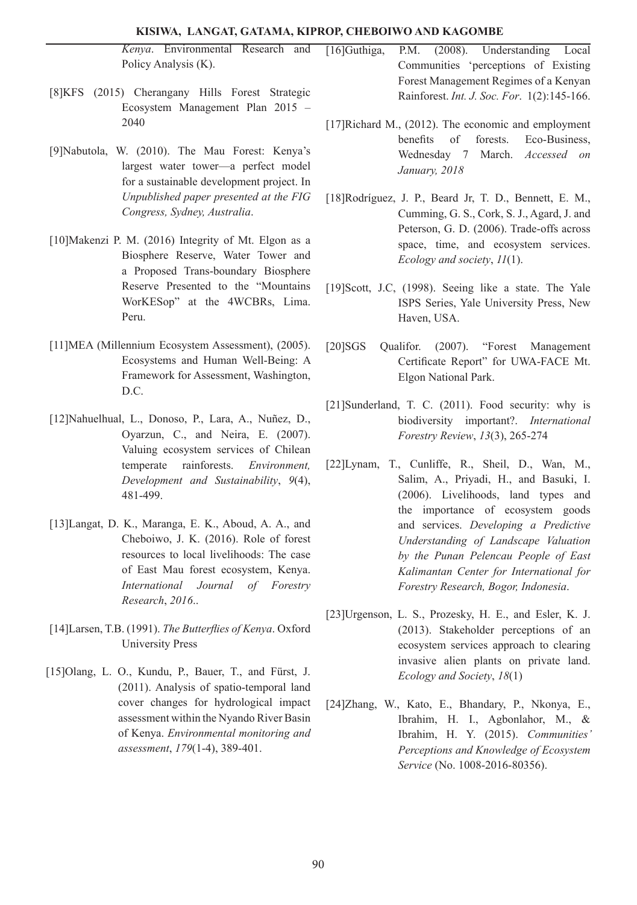*Kenya*. Environmental Research and Policy Analysis (K).

[8]KFS (2015) Cherangany Hills Forest Strategic Ecosystem Management Plan 2015 – 2040

[9]Nabutola, W. (2010). The Mau Forest: Kenya's largest water tower—a perfect model for a sustainable development project. In *Unpublished paper presented at the FIG Congress, Sydney, Australia*.

[10]Makenzi P. M. (2016) Integrity of Mt. Elgon as a Biosphere Reserve, Water Tower and a Proposed Trans-boundary Biosphere Reserve Presented to the "Mountains WorKESop" at the 4WCBRs, Lima. Peru.

[11]MEA (Millennium Ecosystem Assessment), (2005). Ecosystems and Human Well-Being: A Framework for Assessment, Washington, D.C.

[12]Nahuelhual, L., Donoso, P., Lara, A., Nuñez, D., Oyarzun, C., and Neira, E. (2007). Valuing ecosystem services of Chilean temperate rainforests. *Environment, Development and Sustainability*, *9*(4), 481-499.

[13]Langat, D. K., Maranga, E. K., Aboud, A. A., and Cheboiwo, J. K. (2016). Role of forest resources to local livelihoods: The case of East Mau forest ecosystem, Kenya. *International Journal of Forestry Research*, *2016*..

[14]Larsen, T.B. (1991). *The Butterflies of Kenya*. Oxford University Press

[15]Olang, L. O., Kundu, P., Bauer, T., and Fürst, J. (2011). Analysis of spatio-temporal land cover changes for hydrological impact assessment within the Nyando River Basin of Kenya. *Environmental monitoring and assessment*, *179*(1-4), 389-401.

[16]Guthiga, P.M. (2008). Understanding Local Communities 'perceptions of Existing Forest Management Regimes of a Kenyan Rainforest. *Int. J. Soc. For*. 1(2):145-166.

[17]Richard M., (2012). The economic and employment benefits of forests. Eco-Business, Wednesday 7 March. *Accessed on January, 2018*

[18]Rodríguez, J. P., Beard Jr, T. D., Bennett, E. M., Cumming, G. S., Cork, S. J., Agard, J. and Peterson, G. D. (2006). Trade-offs across space, time, and ecosystem services. *Ecology and society*, *11*(1).

[19]Scott, J.C, (1998). Seeing like a state. The Yale ISPS Series, Yale University Press, New Haven, USA.

[20]SGS Qualifor. (2007). "Forest Management Certificate Report" for UWA-FACE Mt. Elgon National Park.

[21]Sunderland, T. C. (2011). Food security: why is biodiversity important?. *International Forestry Review*, *13*(3), 265-274

[22]Lynam, T., Cunliffe, R., Sheil, D., Wan, M., Salim, A., Priyadi, H., and Basuki, I. (2006). Livelihoods, land types and the importance of ecosystem goods and services. *Developing a Predictive Understanding of Landscape Valuation by the Punan Pelencau People of East Kalimantan Center for International for Forestry Research, Bogor, Indonesia*.

[23]Urgenson, L. S., Prozesky, H. E., and Esler, K. J. (2013). Stakeholder perceptions of an ecosystem services approach to clearing invasive alien plants on private land. *Ecology and Society*, *18*(1)

[24]Zhang, W., Kato, E., Bhandary, P., Nkonya, E., Ibrahim, H. I., Agbonlahor, M., & Ibrahim, H. Y. (2015). *Communities' Perceptions and Knowledge of Ecosystem Service* (No. 1008-2016-80356).